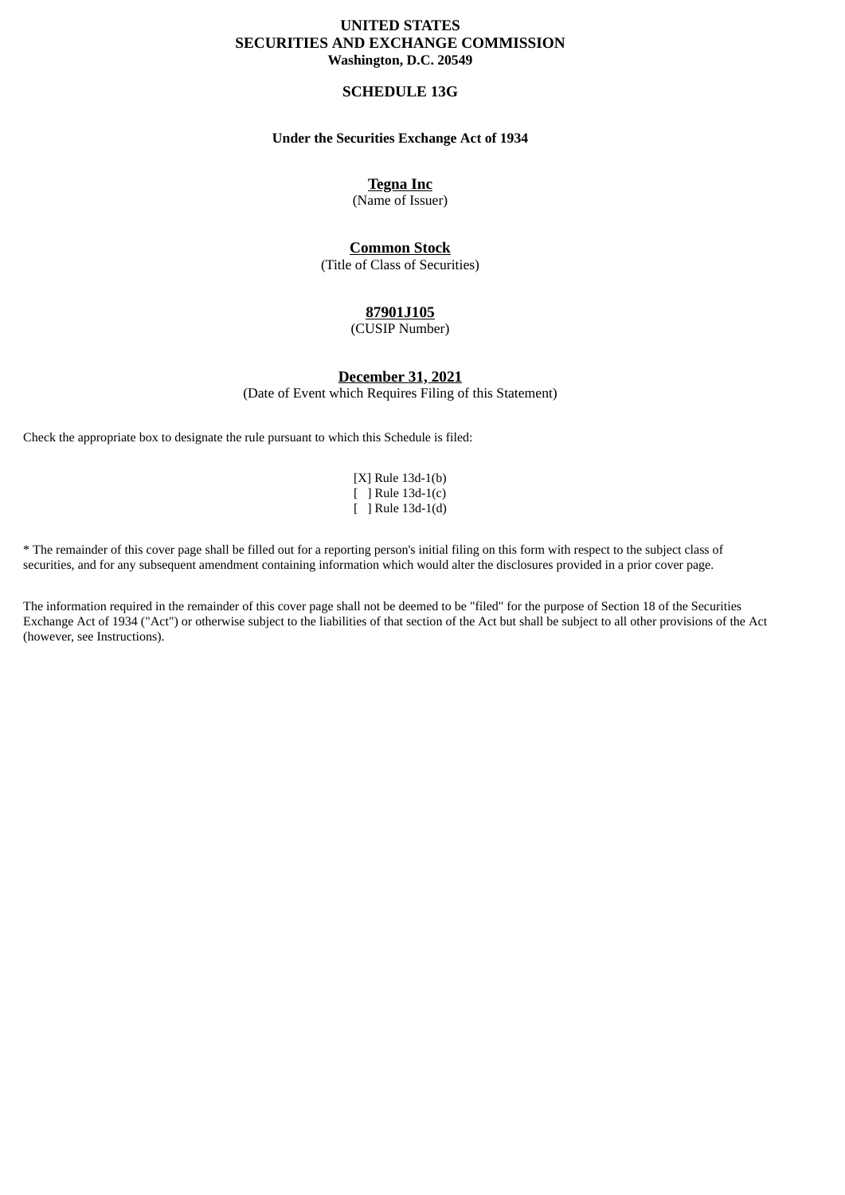**UNITED STATES**
**SECURITIES AND EXCHANGE COMMISSION**
**Washington, D.C. 20549**

# SCHEDULE 13G

**Under the Securities Exchange Act of 1934**

**Tegna Inc**
(Name of Issuer)

**Common Stock**
(Title of Class of Securities)

**87901J105**
(CUSIP Number)

**December 31, 2021**
(Date of Event which Requires Filing of this Statement)

Check the appropriate box to designate the rule pursuant to which this Schedule is filed:

[X] Rule 13d-1(b)
[ ] Rule 13d-1(c)
[ ] Rule 13d-1(d)

* The remainder of this cover page shall be filled out for a reporting person's initial filing on this form with respect to the subject class of securities, and for any subsequent amendment containing information which would alter the disclosures provided in a prior cover page.

The information required in the remainder of this cover page shall not be deemed to be "filed" for the purpose of Section 18 of the Securities Exchange Act of 1934 ("Act") or otherwise subject to the liabilities of that section of the Act but shall be subject to all other provisions of the Act (however, see Instructions).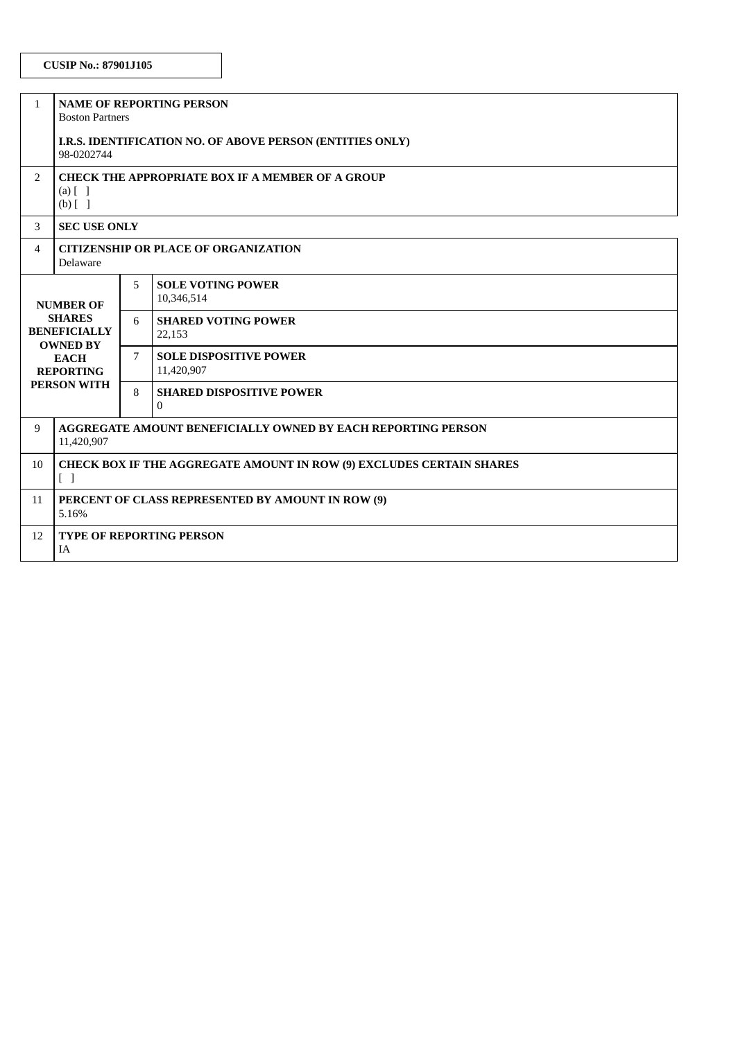**CUSIP No.: 87901J105**

| | | | |
|---|---|---|---|
| 1 | **NAME OF REPORTING PERSON**<br>Boston Partners<br><br>**I.R.S. IDENTIFICATION NO. OF ABOVE PERSON (ENTITIES ONLY)**<br>98-0202744 | | |
| 2 | **CHECK THE APPROPRIATE BOX IF A MEMBER OF A GROUP**<br>(a) [ ]<br>(b) [ ] | | |
| 3 | **SEC USE ONLY** | | |
| 4 | **CITIZENSHIP OR PLACE OF ORGANIZATION**<br>Delaware | | |
| **NUMBER OF SHARES BENEFICIALLY OWNED BY EACH REPORTING PERSON WITH** | | 5 | **SOLE VOTING POWER**<br>10,346,514 |
| | | 6 | **SHARED VOTING POWER**<br>22,153 |
| | | 7 | **SOLE DISPOSITIVE POWER**<br>11,420,907 |
| | | 8 | **SHARED DISPOSITIVE POWER**<br>0 |
| 9 | **AGGREGATE AMOUNT BENEFICIALLY OWNED BY EACH REPORTING PERSON**<br>11,420,907 | | |
| 10 | **CHECK BOX IF THE AGGREGATE AMOUNT IN ROW (9) EXCLUDES CERTAIN SHARES**<br>[ ] | | |
| 11 | **PERCENT OF CLASS REPRESENTED BY AMOUNT IN ROW (9)**<br>5.16% | | |
| 12 | **TYPE OF REPORTING PERSON**<br>IA | | |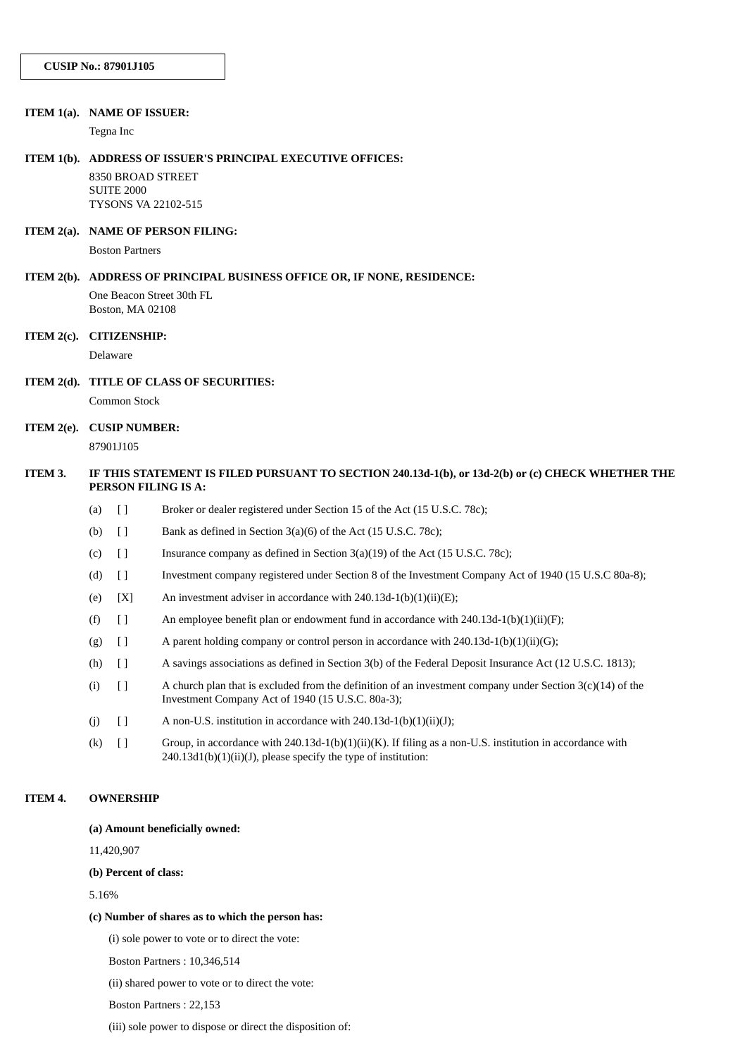**CUSIP No.: 87901J105**

**ITEM 1(a). NAME OF ISSUER:**

Tegna Inc

**ITEM 1(b). ADDRESS OF ISSUER'S PRINCIPAL EXECUTIVE OFFICES:**

8350 BROAD STREET
SUITE 2000
TYSONS VA 22102-515

**ITEM 2(a). NAME OF PERSON FILING:**

Boston Partners

**ITEM 2(b). ADDRESS OF PRINCIPAL BUSINESS OFFICE OR, IF NONE, RESIDENCE:**

One Beacon Street 30th FL
Boston, MA 02108

**ITEM 2(c). CITIZENSHIP:**

Delaware

**ITEM 2(d). TITLE OF CLASS OF SECURITIES:**

Common Stock

**ITEM 2(e). CUSIP NUMBER:**

87901J105

**ITEM 3. IF THIS STATEMENT IS FILED PURSUANT TO SECTION 240.13d-1(b), or 13d-2(b) or (c) CHECK WHETHER THE PERSON FILING IS A:**

(a) [ ] Broker or dealer registered under Section 15 of the Act (15 U.S.C. 78c);

(b) [ ] Bank as defined in Section 3(a)(6) of the Act (15 U.S.C. 78c);

(c) [ ] Insurance company as defined in Section 3(a)(19) of the Act (15 U.S.C. 78c);

(d) [ ] Investment company registered under Section 8 of the Investment Company Act of 1940 (15 U.S.C 80a-8);

(e) [X] An investment adviser in accordance with 240.13d-1(b)(1)(ii)(E);

(f) [ ] An employee benefit plan or endowment fund in accordance with 240.13d-1(b)(1)(ii)(F);

(g) [ ] A parent holding company or control person in accordance with 240.13d-1(b)(1)(ii)(G);

(h) [ ] A savings associations as defined in Section 3(b) of the Federal Deposit Insurance Act (12 U.S.C. 1813);

(i) [ ] A church plan that is excluded from the definition of an investment company under Section 3(c)(14) of the Investment Company Act of 1940 (15 U.S.C. 80a-3);

(j) [ ] A non-U.S. institution in accordance with 240.13d-1(b)(1)(ii)(J);

(k) [ ] Group, in accordance with 240.13d-1(b)(1)(ii)(K). If filing as a non-U.S. institution in accordance with 240.13d1(b)(1)(ii)(J), please specify the type of institution:

**ITEM 4. OWNERSHIP**

**(a) Amount beneficially owned:**

11,420,907

**(b) Percent of class:**

5.16%

**(c) Number of shares as to which the person has:**

(i) sole power to vote or to direct the vote:

Boston Partners : 10,346,514

(ii) shared power to vote or to direct the vote:

Boston Partners : 22,153

(iii) sole power to dispose or direct the disposition of: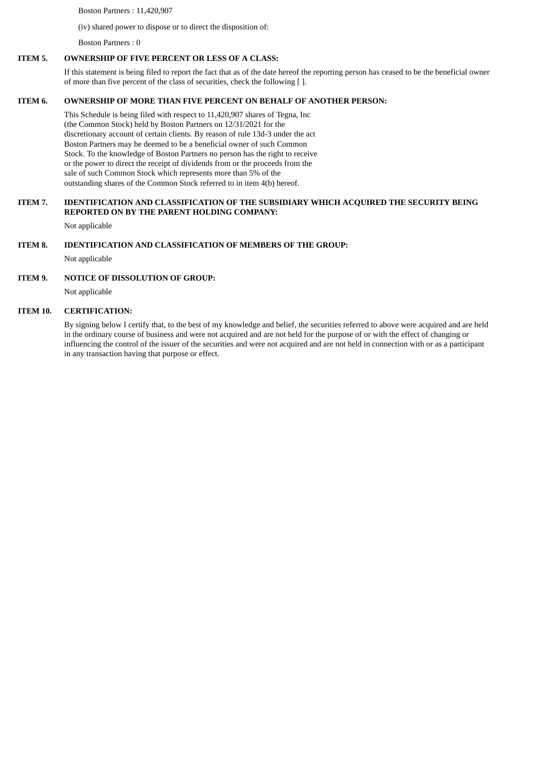Boston Partners : 11,420,907

(iv) shared power to dispose or to direct the disposition of:

Boston Partners : 0

**ITEM 5. OWNERSHIP OF FIVE PERCENT OR LESS OF A CLASS:**

If this statement is being filed to report the fact that as of the date hereof the reporting person has ceased to be the beneficial owner of more than five percent of the class of securities, check the following [ ].

**ITEM 6. OWNERSHIP OF MORE THAN FIVE PERCENT ON BEHALF OF ANOTHER PERSON:**

This Schedule is being filed with respect to 11,420,907 shares of Tegna, Inc (the Common Stock) held by Boston Partners on 12/31/2021 for the discretionary account of certain clients. By reason of rule 13d-3 under the act Boston Partners may be deemed to be a beneficial owner of such Common Stock. To the knowledge of Boston Partners no person has the right to receive or the power to direct the receipt of dividends from or the proceeds from the sale of such Common Stock which represents more than 5% of the outstanding shares of the Common Stock referred to in item 4(b) hereof.

**ITEM 7. IDENTIFICATION AND CLASSIFICATION OF THE SUBSIDIARY WHICH ACQUIRED THE SECURITY BEING REPORTED ON BY THE PARENT HOLDING COMPANY:**

Not applicable

**ITEM 8. IDENTIFICATION AND CLASSIFICATION OF MEMBERS OF THE GROUP:**

Not applicable

**ITEM 9. NOTICE OF DISSOLUTION OF GROUP:**

Not applicable

**ITEM 10. CERTIFICATION:**

By signing below I certify that, to the best of my knowledge and belief, the securities referred to above were acquired and are held in the ordinary course of business and were not acquired and are not held for the purpose of or with the effect of changing or influencing the control of the issuer of the securities and were not acquired and are not held in connection with or as a participant in any transaction having that purpose or effect.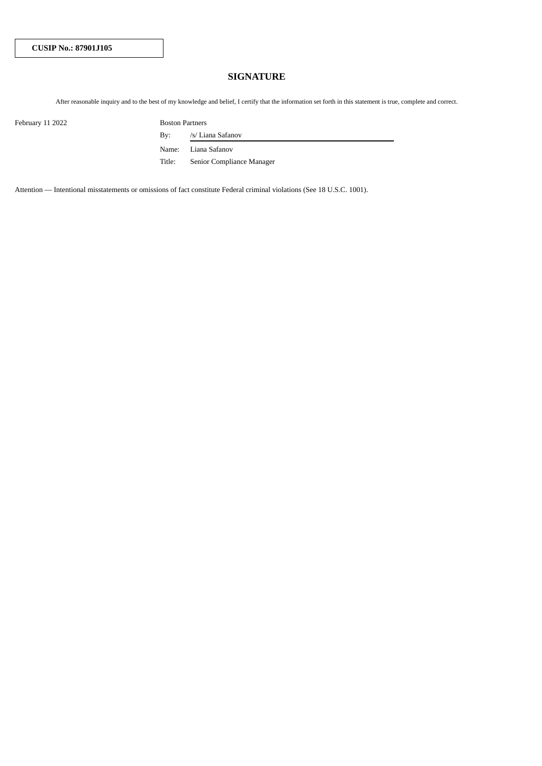**CUSIP No.: 87901J105**

## SIGNATURE

After reasonable inquiry and to the best of my knowledge and belief, I certify that the information set forth in this statement is true, complete and correct.

| | | |
|---|---|---|
| February 11 2022 | Boston Partners | |
| | By: | /s/ Liana Safanov |
| | Name: | Liana Safanov |
| | Title: | Senior Compliance Manager |

Attention — Intentional misstatements or omissions of fact constitute Federal criminal violations (See 18 U.S.C. 1001).